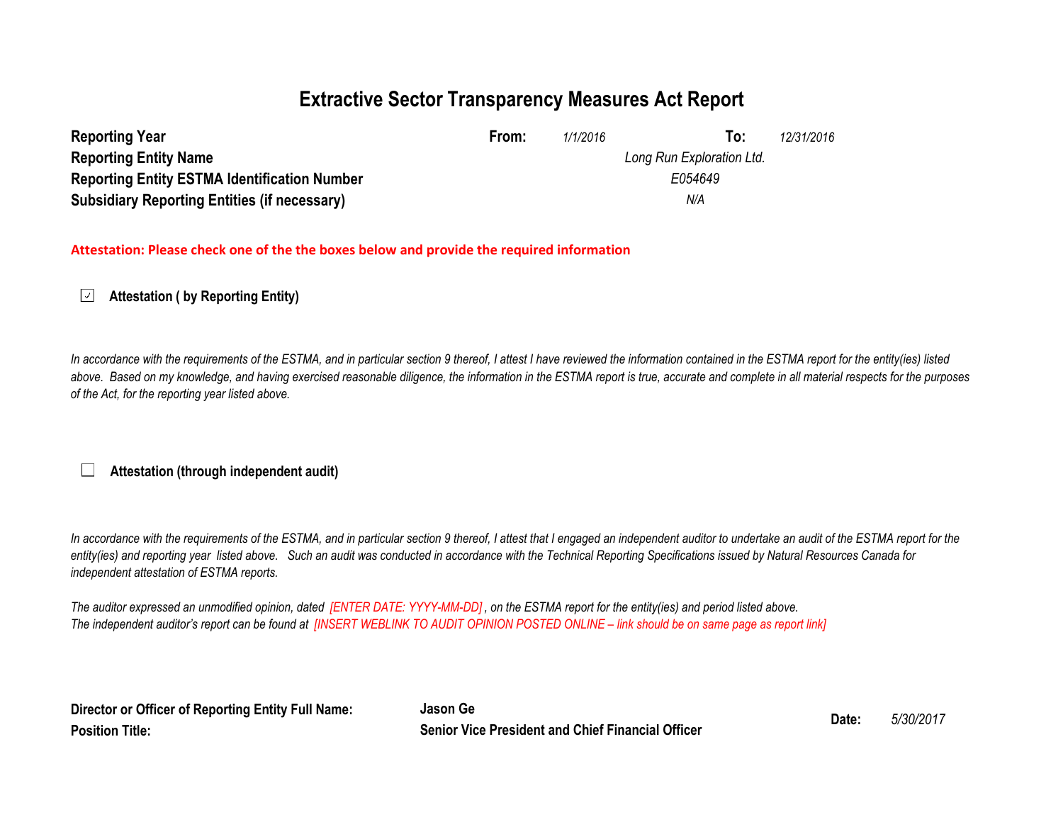# Extractive Sector Transparency Measures Act Report

| | | | | |
|---|---|---|---|---|
| **Reporting Year** | **From:** | *1/1/2016* | **To:** | *12/31/2016* |
| **Reporting Entity Name** | | *Long Run Exploration Ltd.* | | |
| **Reporting Entity ESTMA Identification Number** | | *E054649* | | |
| **Subsidiary Reporting Entities (if necessary)** | | *N/A* | | |

**Attestation: Please check one of the the boxes below and provide the required information**

☑ **Attestation ( by Reporting Entity)**

*In accordance with the requirements of the ESTMA, and in particular section 9 thereof, I attest I have reviewed the information contained in the ESTMA report for the entity(ies) listed above. Based on my knowledge, and having exercised reasonable diligence, the information in the ESTMA report is true, accurate and complete in all material respects for the purposes of the Act, for the reporting year listed above.*

☐ **Attestation (through independent audit)**

*In accordance with the requirements of the ESTMA, and in particular section 9 thereof, I attest that I engaged an independent auditor to undertake an audit of the ESTMA report for the entity(ies) and reporting year listed above. Such an audit was conducted in accordance with the Technical Reporting Specifications issued by Natural Resources Canada for independent attestation of ESTMA reports.*

*The auditor expressed an unmodified opinion, dated [ENTER DATE: YYYY-MM-DD] , on the ESTMA report for the entity(ies) and period listed above.*
*The independent auditor's report can be found at [INSERT WEBLINK TO AUDIT OPINION POSTED ONLINE – link should be on same page as report link]*

| | | | |
|---|---|---|---|
| **Director or Officer of Reporting Entity Full Name:** | **Jason Ge** | **Date:** | *5/30/2017* |
| **Position Title:** | **Senior Vice President and Chief Financial Officer** | | |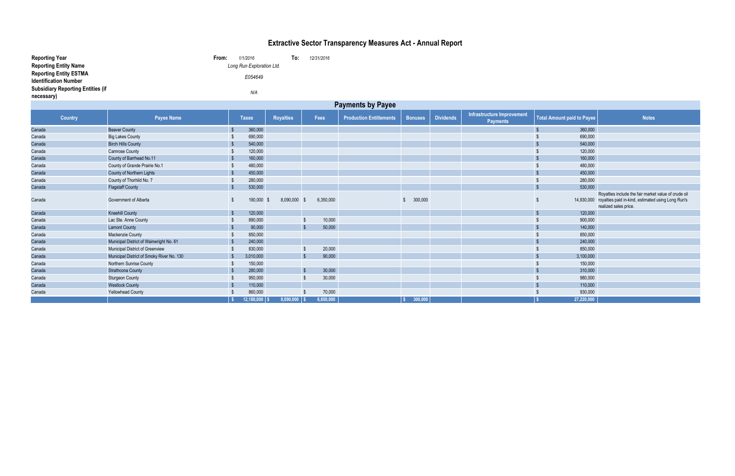# Extractive Sector Transparency Measures Act - Annual Report

| | | | |
|---|---|---|---|
| **Reporting Year** | **From:** *1/1/2016* | **To:** *12/31/2016* | |
| **Reporting Entity Name** | *Long Run Exploration Ltd.* | | |
| **Reporting Entity ESTMA Identification Number** | *E054649* | | |
| **Subsidiary Reporting Entities (if necessary)** | *N/A* | | |

## Payments by Payee

| Country | Payee Name | Taxes | Royalties | Fees | Production Entitlements | Bonuses | Dividends | Infrastructure Improvement Payments | Total Amount paid to Payee | Notes |
|---|---|---|---|---|---|---|---|---|---|---|
| Canada | Beaver County | $ 360,000 | | | | | | | $ 360,000 | |
| Canada | Big Lakes County | $ 690,000 | | | | | | | $ 690,000 | |
| Canada | Birch Hills County | $ 540,000 | | | | | | | $ 540,000 | |
| Canada | Camrose County | $ 120,000 | | | | | | | $ 120,000 | |
| Canada | County of Barrhead No.11 | $ 160,000 | | | | | | | $ 160,000 | |
| Canada | County of Grande Prairie No.1 | $ 480,000 | | | | | | | $ 480,000 | |
| Canada | County of Northern Lights | $ 450,000 | | | | | | | $ 450,000 | |
| Canada | County of Thorhild No. 7 | $ 280,000 | | | | | | | $ 280,000 | |
| Canada | Flagstaff County | $ 530,000 | | | | | | | $ 530,000 | |
| Canada | Government of Alberta | $ 190,000 | $ 8,090,000 | $ 6,350,000 | | $ 300,000 | | | $ 14,930,000 | Royalties include the fair market value of crude oil royalties paid in-kind, estimated using Long Run's realized sales price. |
| Canada | Kneehill County | $ 120,000 | | | | | | | $ 120,000 | |
| Canada | Lac Ste. Anne County | $ 890,000 | | $ 10,000 | | | | | $ 900,000 | |
| Canada | Lamont County | $ 90,000 | | $ 50,000 | | | | | $ 140,000 | |
| Canada | Mackenzie County | $ 850,000 | | | | | | | $ 850,000 | |
| Canada | Municipal District of Wainwright No. 61 | $ 240,000 | | | | | | | $ 240,000 | |
| Canada | Municipal District of Greenview | $ 830,000 | | $ 20,000 | | | | | $ 850,000 | |
| Canada | Municipal District of Smoky River No. 130 | $ 3,010,000 | | $ 90,000 | | | | | $ 3,100,000 | |
| Canada | Northern Sunrise County | $ 150,000 | | | | | | | $ 150,000 | |
| Canada | Strathcona County | $ 280,000 | | $ 30,000 | | | | | $ 310,000 | |
| Canada | Sturgeon County | $ 950,000 | | $ 30,000 | | | | | $ 980,000 | |
| Canada | Westlock County | $ 110,000 | | | | | | | $ 110,000 | |
| Canada | Yellowhead County | $ 860,000 | | $ 70,000 | | | | | $ 930,000 | |
| | | $ 12,180,000 | $ 8,090,000 | $ 6,650,000 | | $ 300,000 | | | $ 27,220,000 | |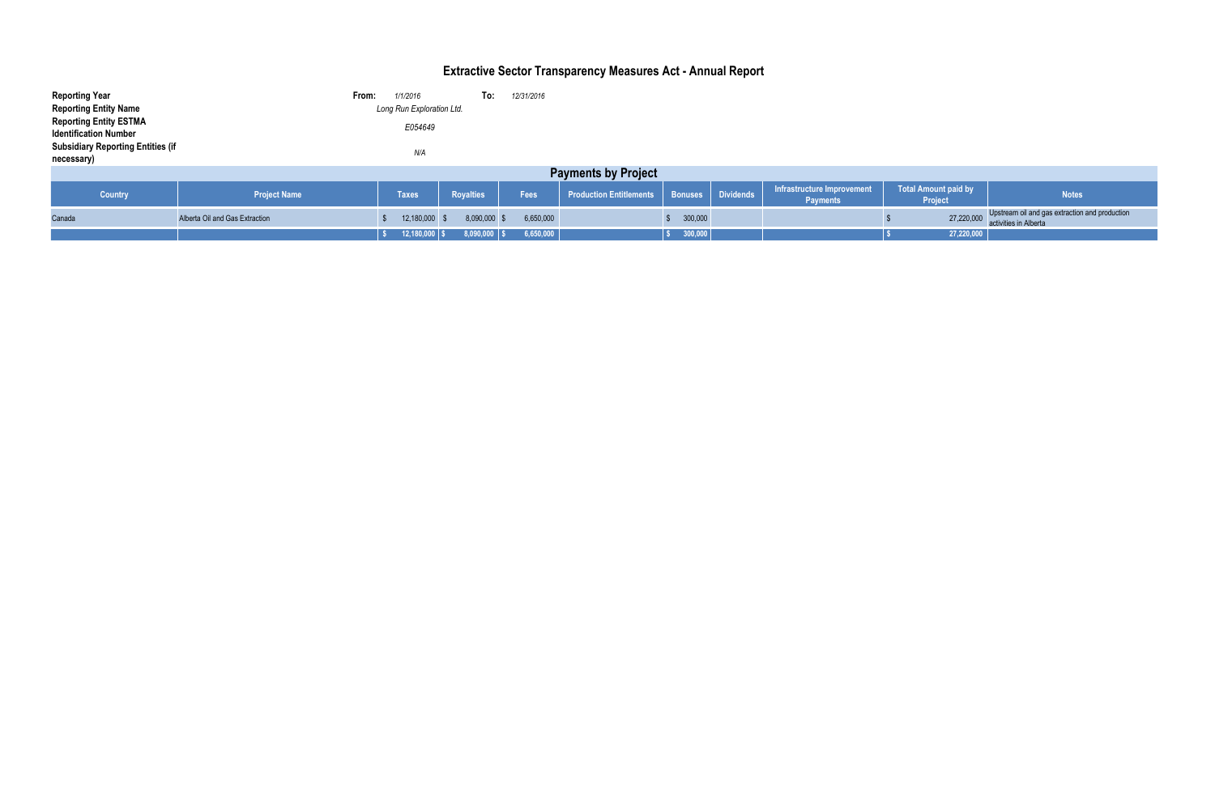# Extractive Sector Transparency Measures Act - Annual Report

| | | | | |
|---|---|---|---|---|
| **Reporting Year** | **From:** | *1/1/2016* | **To:** | *12/31/2016* |
| **Reporting Entity Name** | | *Long Run Exploration Ltd.* | | |
| **Reporting Entity ESTMA Identification Number** | | *E054649* | | |
| **Subsidiary Reporting Entities (if necessary)** | | *N/A* | | |

## Payments by Project

| Country | Project Name | Taxes | Royalties | Fees | Production Entitlements | Bonuses | Dividends | Infrastructure Improvement Payments | Total Amount paid by Project | Notes |
|---|---|---|---|---|---|---|---|---|---|---|
| Canada | Alberta Oil and Gas Extraction | $ 12,180,000 | $ 8,090,000 | $ 6,650,000 | | $ 300,000 | | | $ 27,220,000 | Upstream oil and gas extraction and production activities in Alberta |
| | | $ 12,180,000 | $ 8,090,000 | $ 6,650,000 | | $ 300,000 | | | $ 27,220,000 | |